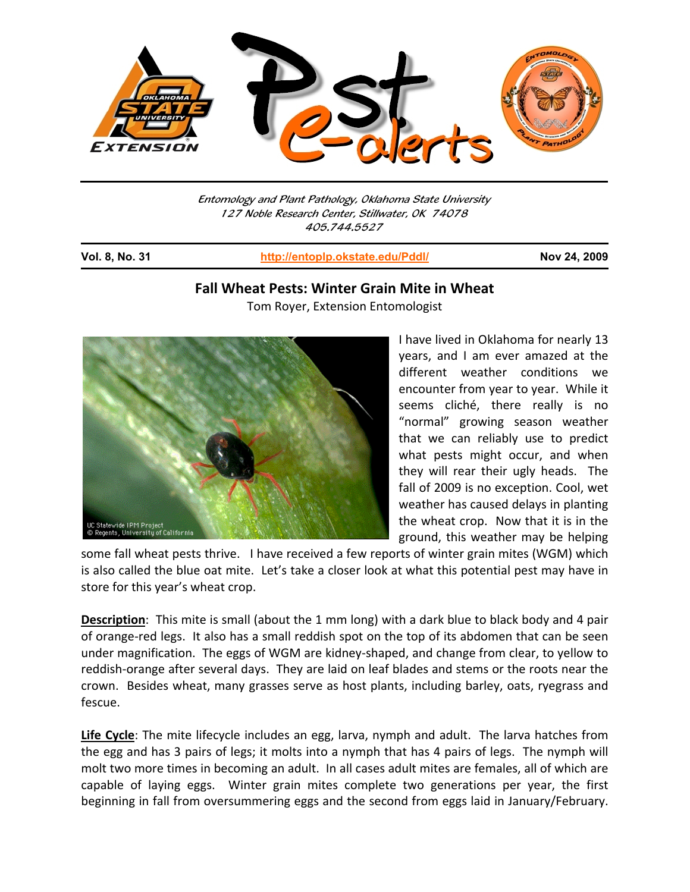Entomology and Plant Pathology, Oklahoma State University
127 Noble Research Center, Stillwater, OK 74078
405.744.5527

**Vol. 8, No. 31** | http://entoplp.okstate.edu/Pddl/ | **Nov 24, 2009**

# Fall Wheat Pests: Winter Grain Mite in Wheat

Tom Royer, Extension Entomologist

I have lived in Oklahoma for nearly 13 years, and I am ever amazed at the different weather conditions we encounter from year to year. While it seems cliché, there really is no "normal" growing season weather that we can reliably use to predict what pests might occur, and when they will rear their ugly heads. The fall of 2009 is no exception. Cool, wet weather has caused delays in planting the wheat crop. Now that it is in the ground, this weather may be helping some fall wheat pests thrive. I have received a few reports of winter grain mites (WGM) which is also called the blue oat mite. Let's take a closer look at what this potential pest may have in store for this year's wheat crop.

**Description**: This mite is small (about the 1 mm long) with a dark blue to black body and 4 pair of orange-red legs. It also has a small reddish spot on the top of its abdomen that can be seen under magnification. The eggs of WGM are kidney-shaped, and change from clear, to yellow to reddish-orange after several days. They are laid on leaf blades and stems or the roots near the crown. Besides wheat, many grasses serve as host plants, including barley, oats, ryegrass and fescue.

**Life Cycle**: The mite lifecycle includes an egg, larva, nymph and adult. The larva hatches from the egg and has 3 pairs of legs; it molts into a nymph that has 4 pairs of legs. The nymph will molt two more times in becoming an adult. In all cases adult mites are females, all of which are capable of laying eggs. Winter grain mites complete two generations per year, the first beginning in fall from oversummering eggs and the second from eggs laid in January/February.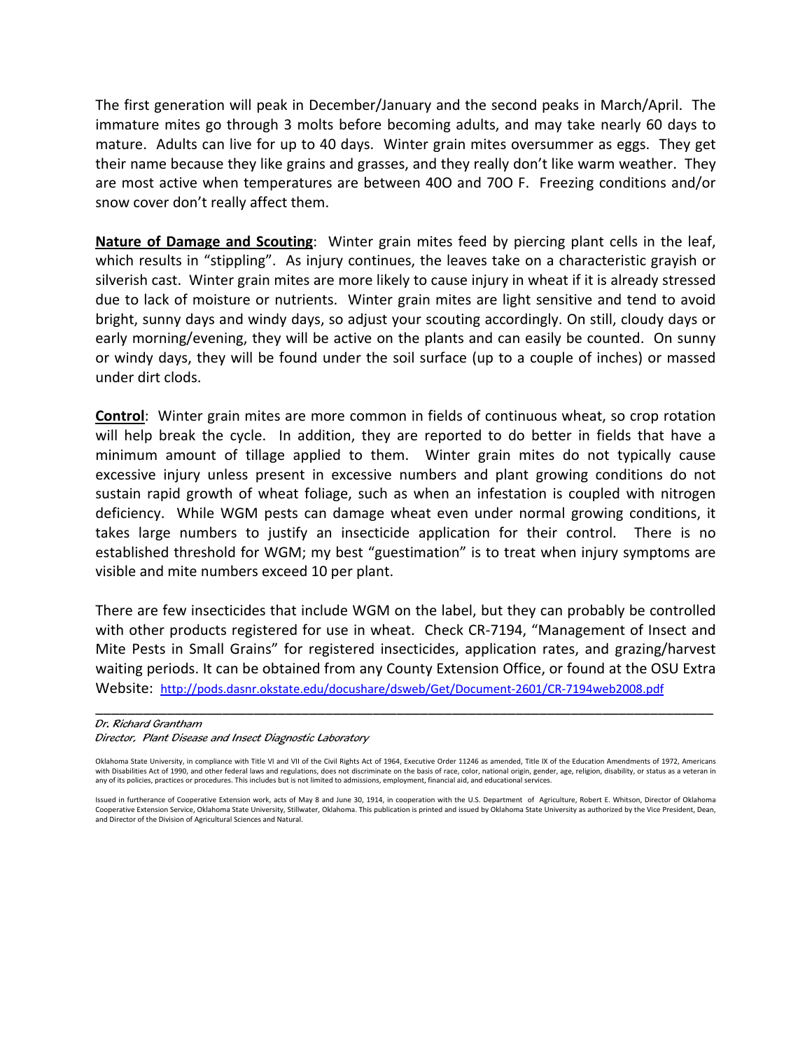The first generation will peak in December/January and the second peaks in March/April. The immature mites go through 3 molts before becoming adults, and may take nearly 60 days to mature. Adults can live for up to 40 days. Winter grain mites oversummer as eggs. They get their name because they like grains and grasses, and they really don't like warm weather. They are most active when temperatures are between 40O and 70O F. Freezing conditions and/or snow cover don't really affect them.

**Nature of Damage and Scouting**: Winter grain mites feed by piercing plant cells in the leaf, which results in "stippling". As injury continues, the leaves take on a characteristic grayish or silverish cast. Winter grain mites are more likely to cause injury in wheat if it is already stressed due to lack of moisture or nutrients. Winter grain mites are light sensitive and tend to avoid bright, sunny days and windy days, so adjust your scouting accordingly. On still, cloudy days or early morning/evening, they will be active on the plants and can easily be counted. On sunny or windy days, they will be found under the soil surface (up to a couple of inches) or massed under dirt clods.

**Control**: Winter grain mites are more common in fields of continuous wheat, so crop rotation will help break the cycle. In addition, they are reported to do better in fields that have a minimum amount of tillage applied to them. Winter grain mites do not typically cause excessive injury unless present in excessive numbers and plant growing conditions do not sustain rapid growth of wheat foliage, such as when an infestation is coupled with nitrogen deficiency. While WGM pests can damage wheat even under normal growing conditions, it takes large numbers to justify an insecticide application for their control. There is no established threshold for WGM; my best "guestimation" is to treat when injury symptoms are visible and mite numbers exceed 10 per plant.

There are few insecticides that include WGM on the label, but they can probably be controlled with other products registered for use in wheat. Check CR-7194, "Management of Insect and Mite Pests in Small Grains" for registered insecticides, application rates, and grazing/harvest waiting periods. It can be obtained from any County Extension Office, or found at the OSU Extra Website: http://pods.dasnr.okstate.edu/docushare/dsweb/Get/Document-2601/CR-7194web2008.pdf

---

*Dr. Richard Grantham*
*Director, Plant Disease and Insect Diagnostic Laboratory*

Oklahoma State University, in compliance with Title VI and VII of the Civil Rights Act of 1964, Executive Order 11246 as amended, Title IX of the Education Amendments of 1972, Americans with Disabilities Act of 1990, and other federal laws and regulations, does not discriminate on the basis of race, color, national origin, gender, age, religion, disability, or status as a veteran in any of its policies, practices or procedures. This includes but is not limited to admissions, employment, financial aid, and educational services.

Issued in furtherance of Cooperative Extension work, acts of May 8 and June 30, 1914, in cooperation with the U.S. Department of Agriculture, Robert E. Whitson, Director of Oklahoma Cooperative Extension Service, Oklahoma State University, Stillwater, Oklahoma. This publication is printed and issued by Oklahoma State University as authorized by the Vice President, Dean, and Director of the Division of Agricultural Sciences and Natural.